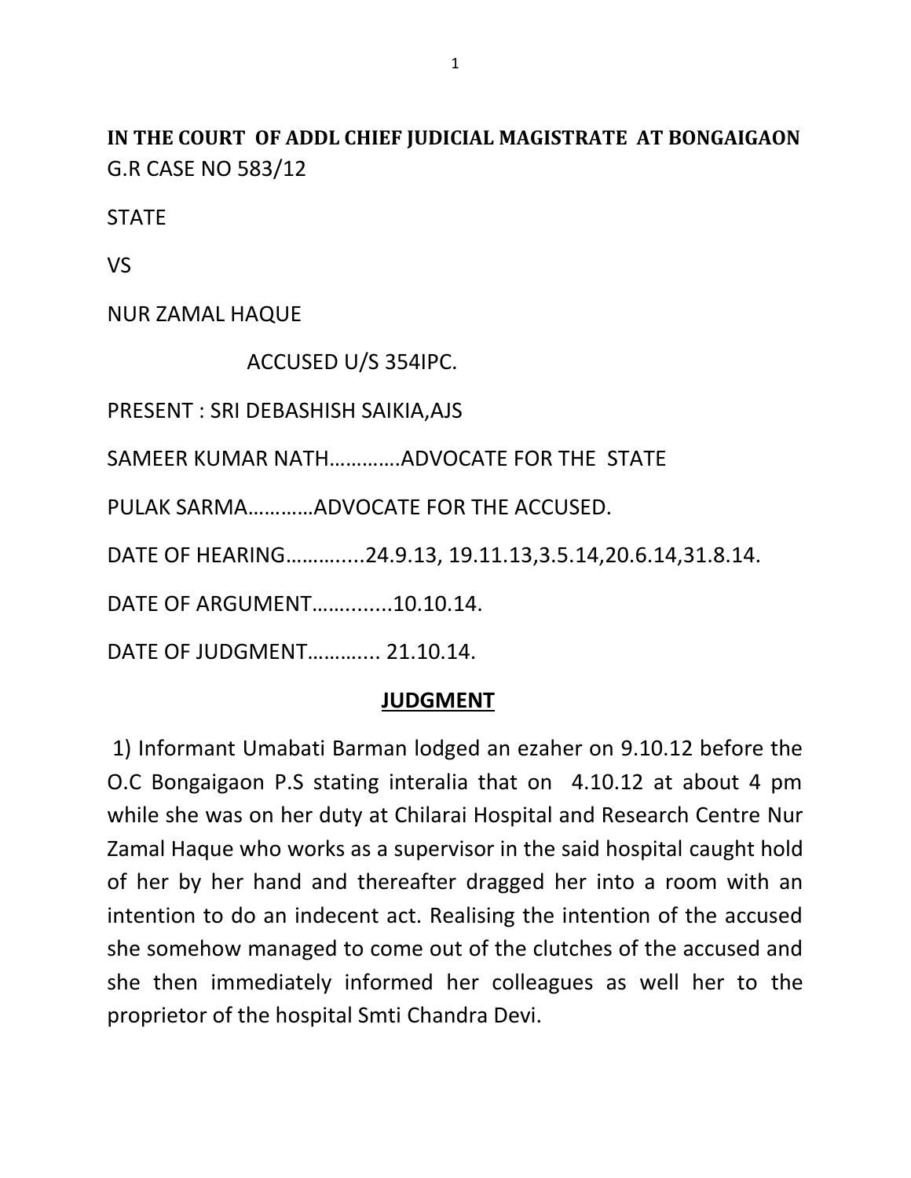**IN THE COURT OF ADDL CHIEF JUDICIAL MAGISTRATE AT BONGAIGAON**

G.R CASE NO 583/12

STATE

VS

NUR ZAMAL HAQUE

ACCUSED U/S 354IPC.

PRESENT : SRI DEBASHISH SAIKIA,AJS

SAMEER KUMAR NATH………….ADVOCATE FOR THE STATE

PULAK SARMA…………ADVOCATE FOR THE ACCUSED.

DATE OF HEARING…………...24.9.13, 19.11.13,3.5.14,20.6.14,31.8.14.

DATE OF ARGUMENT…….......10.10.14.

DATE OF JUDGMENT………... 21.10.14.

**JUDGMENT**

1) Informant Umabati Barman lodged an ezaher on 9.10.12 before the O.C Bongaigaon P.S stating interalia that on 4.10.12 at about 4 pm while she was on her duty at Chilarai Hospital and Research Centre Nur Zamal Haque who works as a supervisor in the said hospital caught hold of her by her hand and thereafter dragged her into a room with an intention to do an indecent act. Realising the intention of the accused she somehow managed to come out of the clutches of the accused and she then immediately informed her colleagues as well her to the proprietor of the hospital Smti Chandra Devi.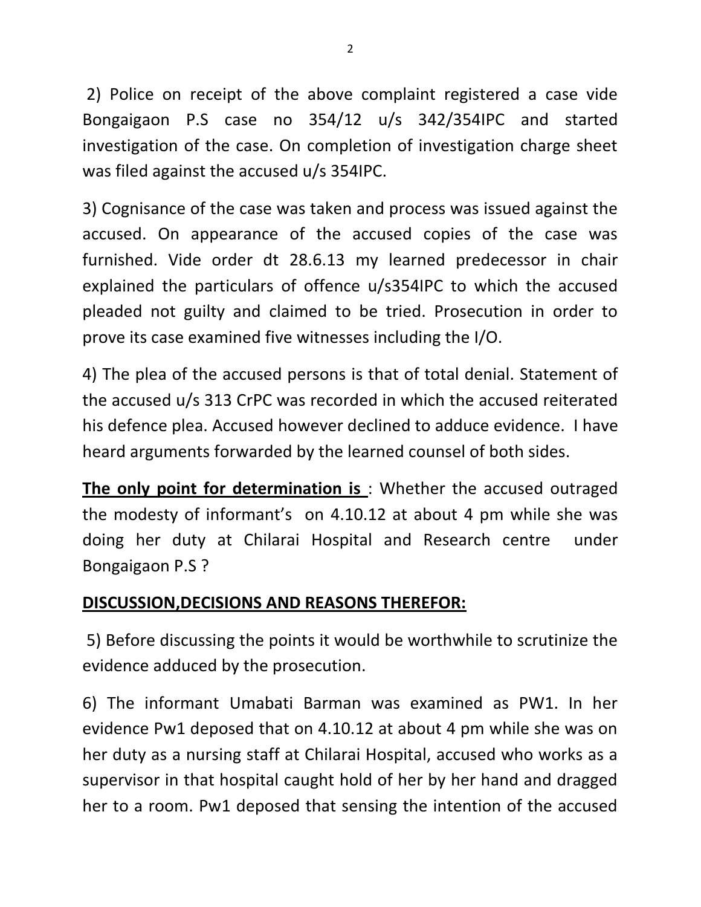2) Police on receipt of the above complaint registered a case vide Bongaigaon P.S case no 354/12 u/s 342/354IPC and started investigation of the case. On completion of investigation charge sheet was filed against the accused u/s 354IPC.

3) Cognisance of the case was taken and process was issued against the accused. On appearance of the accused copies of the case was furnished. Vide order dt 28.6.13 my learned predecessor in chair explained the particulars of offence u/s354IPC to which the accused pleaded not guilty and claimed to be tried. Prosecution in order to prove its case examined five witnesses including the I/O.

4) The plea of the accused persons is that of total denial. Statement of the accused u/s 313 CrPC was recorded in which the accused reiterated his defence plea. Accused however declined to adduce evidence. I have heard arguments forwarded by the learned counsel of both sides.

**The only point for determination is** : Whether the accused outraged the modesty of informant's on 4.10.12 at about 4 pm while she was doing her duty at Chilarai Hospital and Research centre under Bongaigaon P.S ?

**DISCUSSION,DECISIONS AND REASONS THEREFOR:**

5) Before discussing the points it would be worthwhile to scrutinize the evidence adduced by the prosecution.

6) The informant Umabati Barman was examined as PW1. In her evidence Pw1 deposed that on 4.10.12 at about 4 pm while she was on her duty as a nursing staff at Chilarai Hospital, accused who works as a supervisor in that hospital caught hold of her by her hand and dragged her to a room. Pw1 deposed that sensing the intention of the accused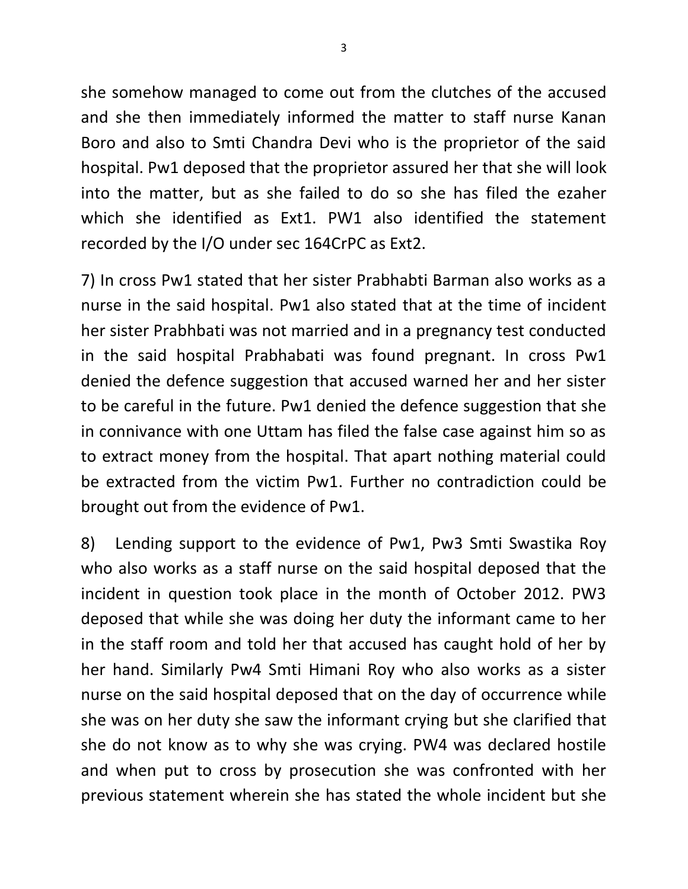she somehow managed to come out from the clutches of the accused and she then immediately informed the matter to staff nurse Kanan Boro and also to Smti Chandra Devi who is the proprietor of the said hospital. Pw1 deposed that the proprietor assured her that she will look into the matter, but as she failed to do so she has filed the ezaher which she identified as Ext1. PW1 also identified the statement recorded by the I/O under sec 164CrPC as Ext2.

7) In cross Pw1 stated that her sister Prabhabti Barman also works as a nurse in the said hospital. Pw1 also stated that at the time of incident her sister Prabhbati was not married and in a pregnancy test conducted in the said hospital Prabhabati was found pregnant. In cross Pw1 denied the defence suggestion that accused warned her and her sister to be careful in the future. Pw1 denied the defence suggestion that she in connivance with one Uttam has filed the false case against him so as to extract money from the hospital. That apart nothing material could be extracted from the victim Pw1. Further no contradiction could be brought out from the evidence of Pw1.

8) Lending support to the evidence of Pw1, Pw3 Smti Swastika Roy who also works as a staff nurse on the said hospital deposed that the incident in question took place in the month of October 2012. PW3 deposed that while she was doing her duty the informant came to her in the staff room and told her that accused has caught hold of her by her hand. Similarly Pw4 Smti Himani Roy who also works as a sister nurse on the said hospital deposed that on the day of occurrence while she was on her duty she saw the informant crying but she clarified that she do not know as to why she was crying. PW4 was declared hostile and when put to cross by prosecution she was confronted with her previous statement wherein she has stated the whole incident but she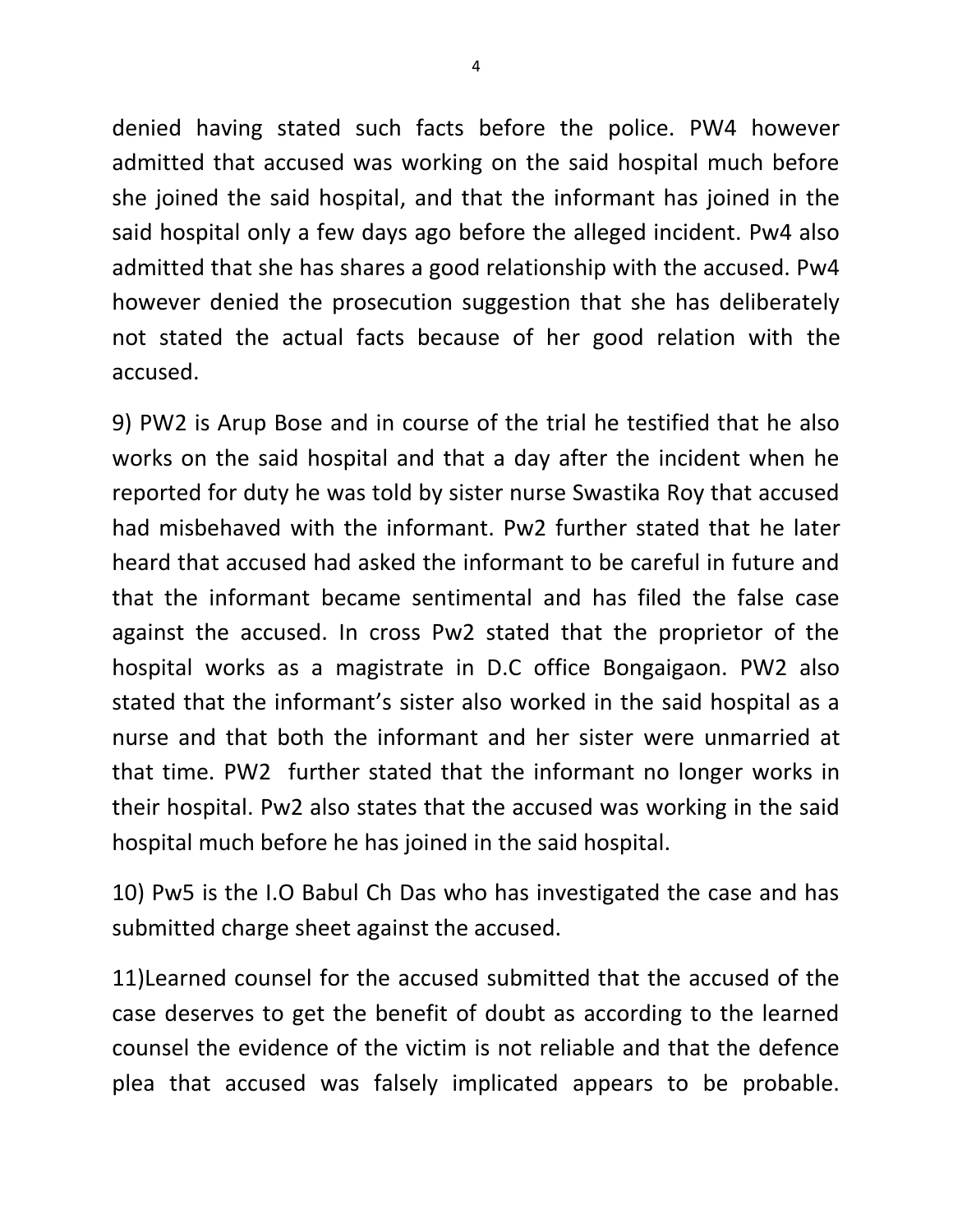denied having stated such facts before the police. PW4 however admitted that accused was working on the said hospital much before she joined the said hospital, and that the informant has joined in the said hospital only a few days ago before the alleged incident. Pw4 also admitted that she has shares a good relationship with the accused. Pw4 however denied the prosecution suggestion that she has deliberately not stated the actual facts because of her good relation with the accused.

9) PW2 is Arup Bose and in course of the trial he testified that he also works on the said hospital and that a day after the incident when he reported for duty he was told by sister nurse Swastika Roy that accused had misbehaved with the informant. Pw2 further stated that he later heard that accused had asked the informant to be careful in future and that the informant became sentimental and has filed the false case against the accused. In cross Pw2 stated that the proprietor of the hospital works as a magistrate in D.C office Bongaigaon. PW2 also stated that the informant's sister also worked in the said hospital as a nurse and that both the informant and her sister were unmarried at that time. PW2 further stated that the informant no longer works in their hospital. Pw2 also states that the accused was working in the said hospital much before he has joined in the said hospital.

10) Pw5 is the I.O Babul Ch Das who has investigated the case and has submitted charge sheet against the accused.

11)Learned counsel for the accused submitted that the accused of the case deserves to get the benefit of doubt as according to the learned counsel the evidence of the victim is not reliable and that the defence plea that accused was falsely implicated appears to be probable.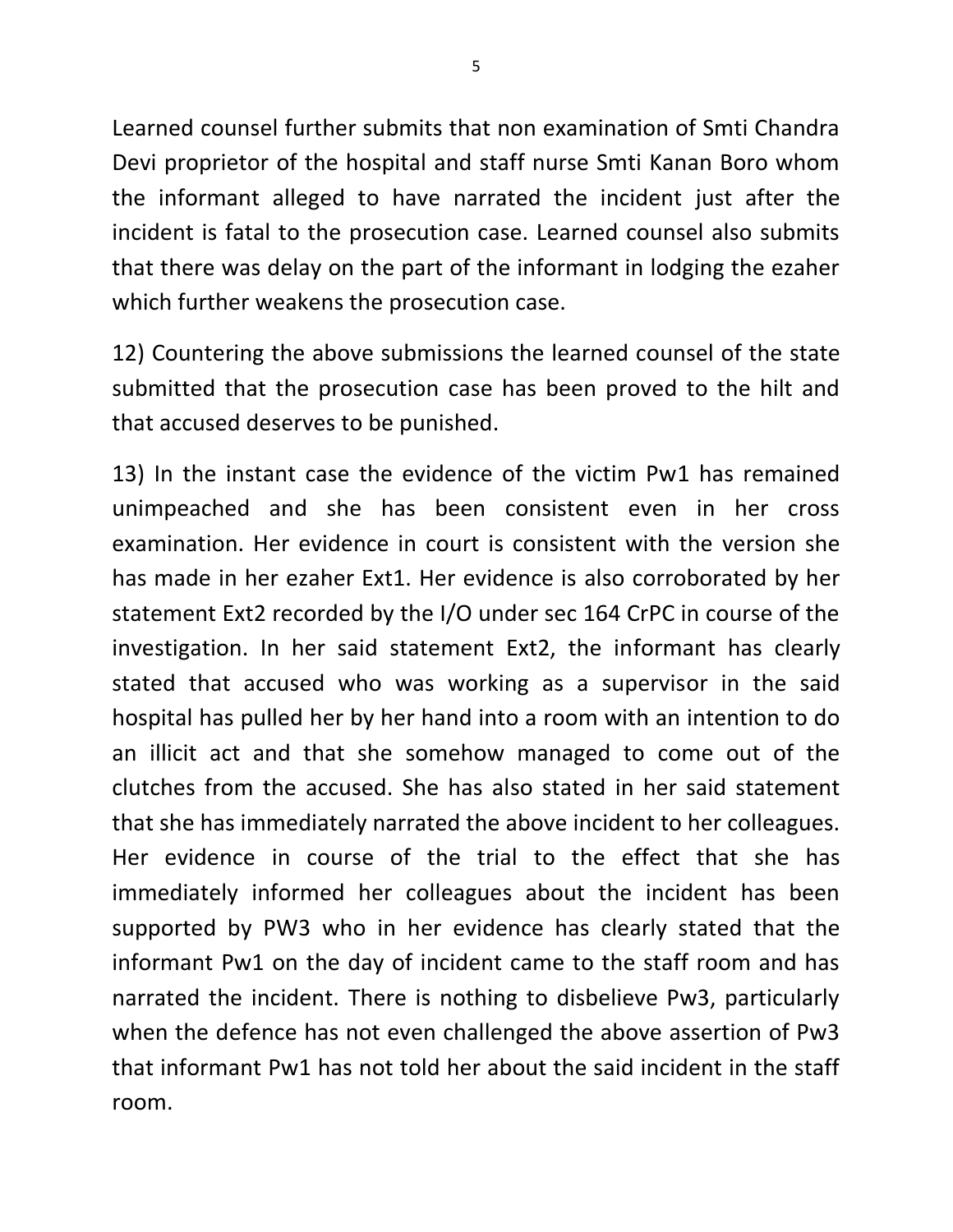Learned counsel further submits that non examination of Smti Chandra Devi proprietor of the hospital and staff nurse Smti Kanan Boro whom the informant alleged to have narrated the incident just after the incident is fatal to the prosecution case. Learned counsel also submits that there was delay on the part of the informant in lodging the ezaher which further weakens the prosecution case.

12) Countering the above submissions the learned counsel of the state submitted that the prosecution case has been proved to the hilt and that accused deserves to be punished.

13) In the instant case the evidence of the victim Pw1 has remained unimpeached and she has been consistent even in her cross examination. Her evidence in court is consistent with the version she has made in her ezaher Ext1. Her evidence is also corroborated by her statement Ext2 recorded by the I/O under sec 164 CrPC in course of the investigation. In her said statement Ext2, the informant has clearly stated that accused who was working as a supervisor in the said hospital has pulled her by her hand into a room with an intention to do an illicit act and that she somehow managed to come out of the clutches from the accused. She has also stated in her said statement that she has immediately narrated the above incident to her colleagues. Her evidence in course of the trial to the effect that she has immediately informed her colleagues about the incident has been supported by PW3 who in her evidence has clearly stated that the informant Pw1 on the day of incident came to the staff room and has narrated the incident. There is nothing to disbelieve Pw3, particularly when the defence has not even challenged the above assertion of Pw3 that informant Pw1 has not told her about the said incident in the staff room.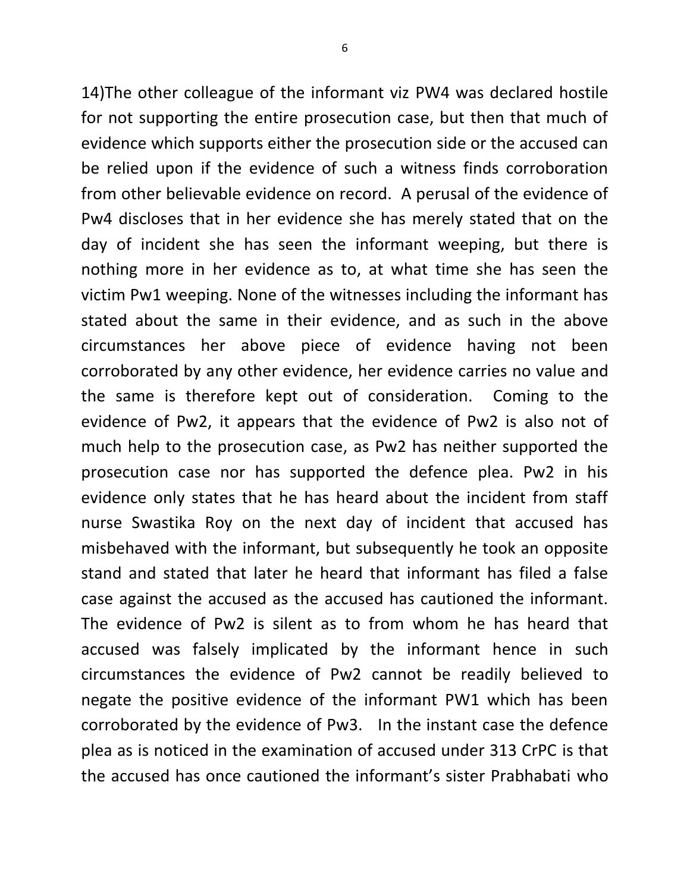14)The other colleague of the informant viz PW4 was declared hostile for not supporting the entire prosecution case, but then that much of evidence which supports either the prosecution side or the accused can be relied upon if the evidence of such a witness finds corroboration from other believable evidence on record. A perusal of the evidence of Pw4 discloses that in her evidence she has merely stated that on the day of incident she has seen the informant weeping, but there is nothing more in her evidence as to, at what time she has seen the victim Pw1 weeping. None of the witnesses including the informant has stated about the same in their evidence, and as such in the above circumstances her above piece of evidence having not been corroborated by any other evidence, her evidence carries no value and the same is therefore kept out of consideration. Coming to the evidence of Pw2, it appears that the evidence of Pw2 is also not of much help to the prosecution case, as Pw2 has neither supported the prosecution case nor has supported the defence plea. Pw2 in his evidence only states that he has heard about the incident from staff nurse Swastika Roy on the next day of incident that accused has misbehaved with the informant, but subsequently he took an opposite stand and stated that later he heard that informant has filed a false case against the accused as the accused has cautioned the informant. The evidence of Pw2 is silent as to from whom he has heard that accused was falsely implicated by the informant hence in such circumstances the evidence of Pw2 cannot be readily believed to negate the positive evidence of the informant PW1 which has been corroborated by the evidence of Pw3. In the instant case the defence plea as is noticed in the examination of accused under 313 CrPC is that the accused has once cautioned the informant's sister Prabhabati who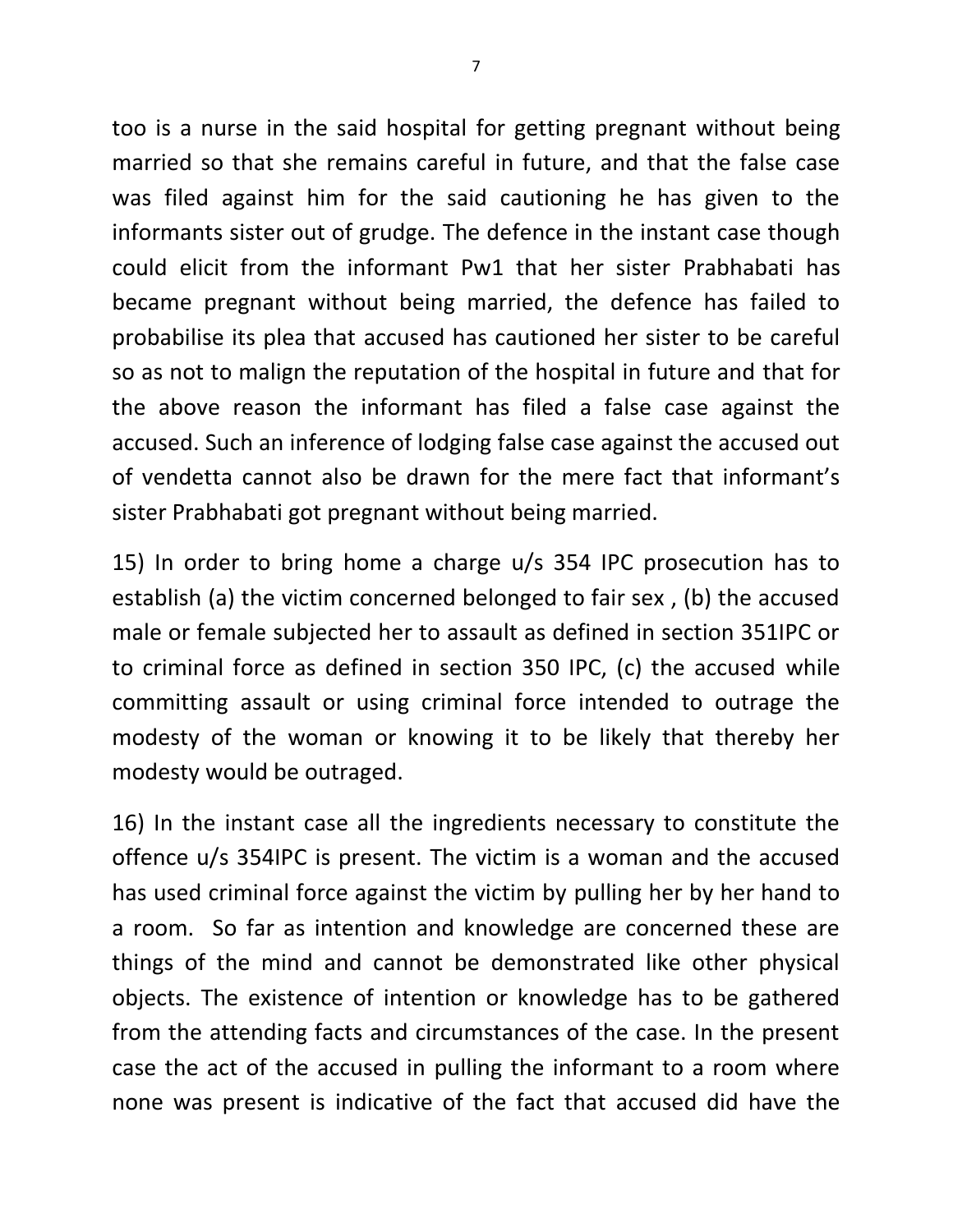too is a nurse in the said hospital for getting pregnant without being married so that she remains careful in future, and that the false case was filed against him for the said cautioning he has given to the informants sister out of grudge. The defence in the instant case though could elicit from the informant Pw1 that her sister Prabhabati has became pregnant without being married, the defence has failed to probabilise its plea that accused has cautioned her sister to be careful so as not to malign the reputation of the hospital in future and that for the above reason the informant has filed a false case against the accused. Such an inference of lodging false case against the accused out of vendetta cannot also be drawn for the mere fact that informant's sister Prabhabati got pregnant without being married.

15) In order to bring home a charge u/s 354 IPC prosecution has to establish (a) the victim concerned belonged to fair sex , (b) the accused male or female subjected her to assault as defined in section 351IPC or to criminal force as defined in section 350 IPC, (c) the accused while committing assault or using criminal force intended to outrage the modesty of the woman or knowing it to be likely that thereby her modesty would be outraged.

16) In the instant case all the ingredients necessary to constitute the offence u/s 354IPC is present. The victim is a woman and the accused has used criminal force against the victim by pulling her by her hand to a room. So far as intention and knowledge are concerned these are things of the mind and cannot be demonstrated like other physical objects. The existence of intention or knowledge has to be gathered from the attending facts and circumstances of the case. In the present case the act of the accused in pulling the informant to a room where none was present is indicative of the fact that accused did have the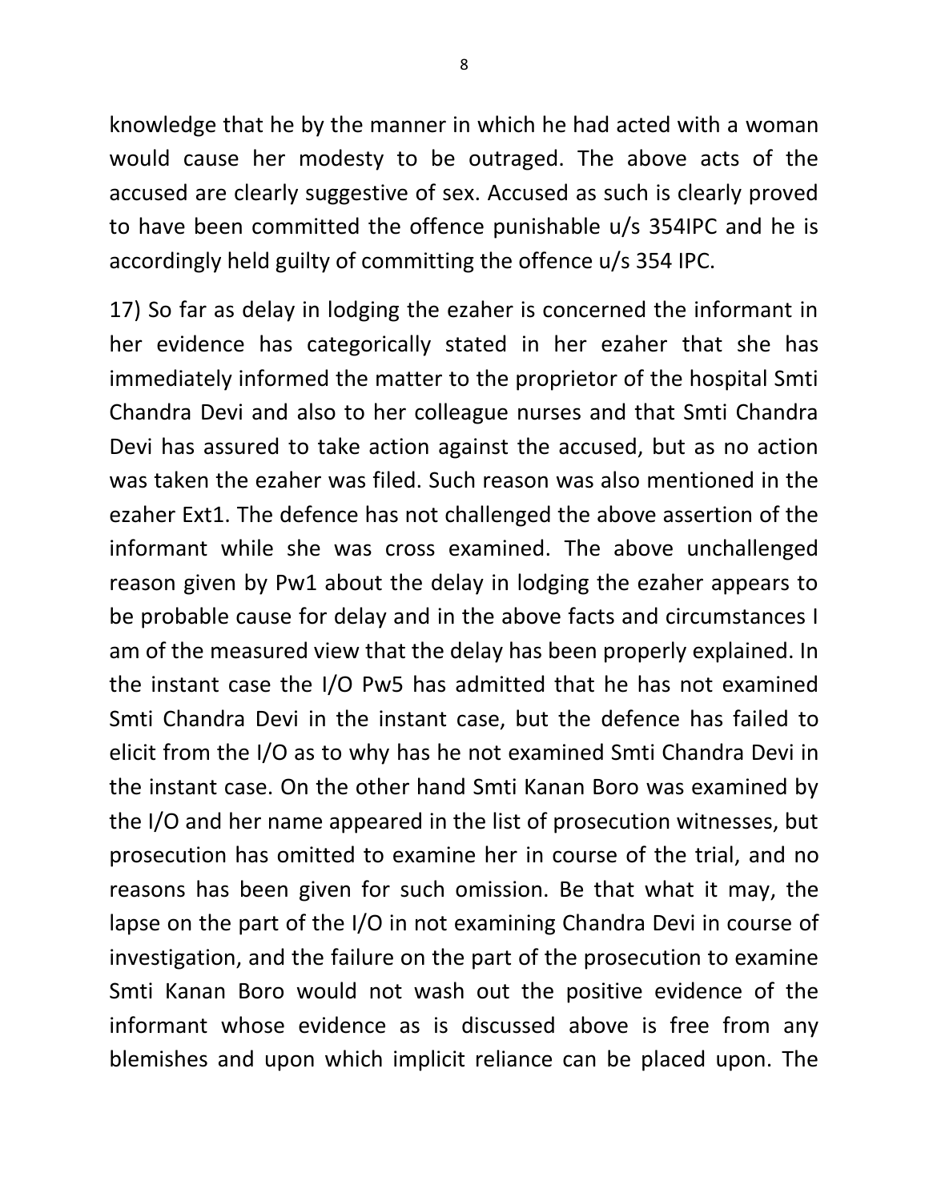knowledge that he by the manner in which he had acted with a woman would cause her modesty to be outraged. The above acts of the accused are clearly suggestive of sex. Accused as such is clearly proved to have been committed the offence punishable u/s 354IPC and he is accordingly held guilty of committing the offence u/s 354 IPC.

17) So far as delay in lodging the ezaher is concerned the informant in her evidence has categorically stated in her ezaher that she has immediately informed the matter to the proprietor of the hospital Smti Chandra Devi and also to her colleague nurses and that Smti Chandra Devi has assured to take action against the accused, but as no action was taken the ezaher was filed. Such reason was also mentioned in the ezaher Ext1. The defence has not challenged the above assertion of the informant while she was cross examined. The above unchallenged reason given by Pw1 about the delay in lodging the ezaher appears to be probable cause for delay and in the above facts and circumstances I am of the measured view that the delay has been properly explained. In the instant case the I/O Pw5 has admitted that he has not examined Smti Chandra Devi in the instant case, but the defence has failed to elicit from the I/O as to why has he not examined Smti Chandra Devi in the instant case. On the other hand Smti Kanan Boro was examined by the I/O and her name appeared in the list of prosecution witnesses, but prosecution has omitted to examine her in course of the trial, and no reasons has been given for such omission. Be that what it may, the lapse on the part of the I/O in not examining Chandra Devi in course of investigation, and the failure on the part of the prosecution to examine Smti Kanan Boro would not wash out the positive evidence of the informant whose evidence as is discussed above is free from any blemishes and upon which implicit reliance can be placed upon. The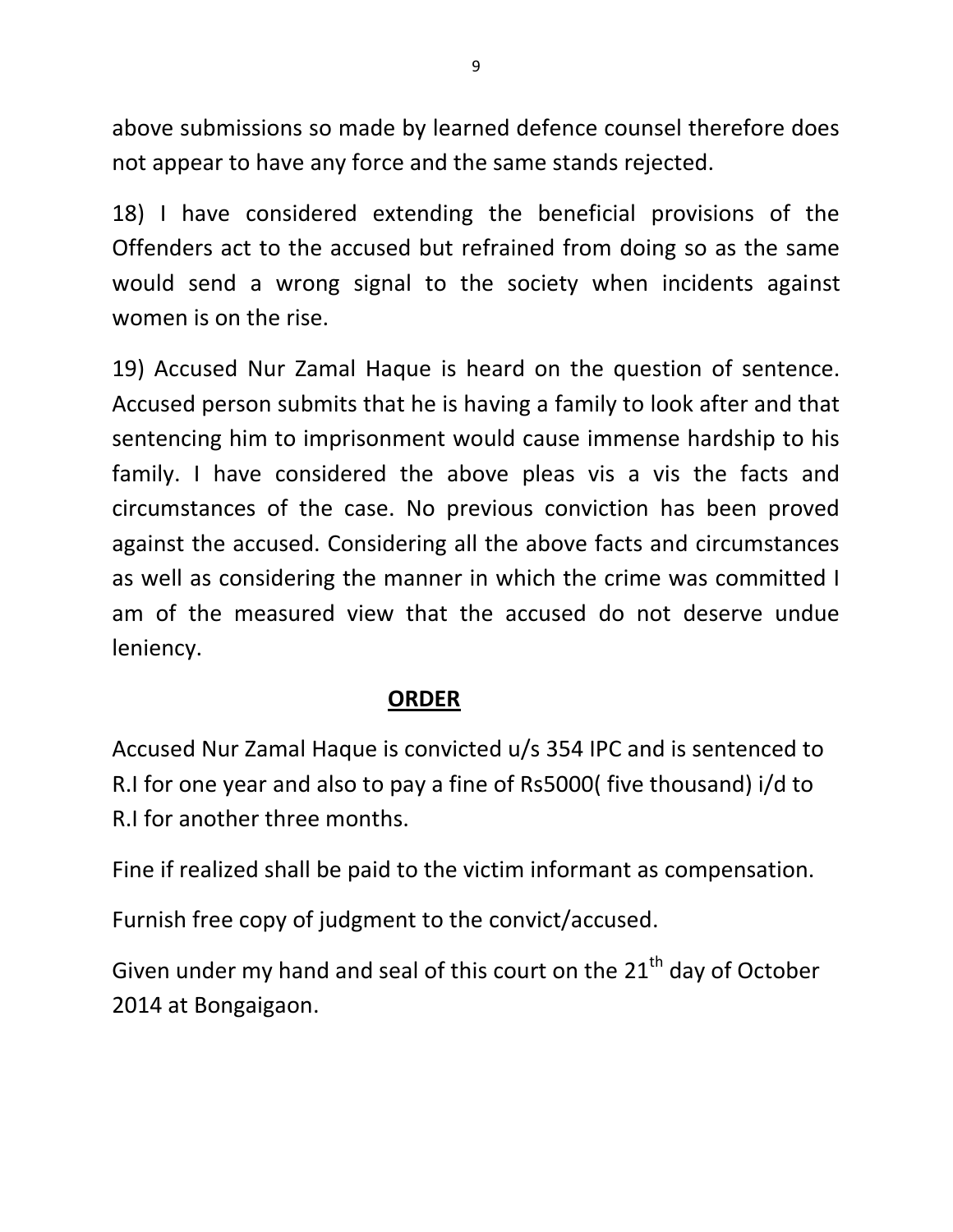above submissions so made by learned defence counsel therefore does not appear to have any force and the same stands rejected.

18) I have considered extending the beneficial provisions of the Offenders act to the accused but refrained from doing so as the same would send a wrong signal to the society when incidents against women is on the rise.

19) Accused Nur Zamal Haque is heard on the question of sentence. Accused person submits that he is having a family to look after and that sentencing him to imprisonment would cause immense hardship to his family. I have considered the above pleas vis a vis the facts and circumstances of the case. No previous conviction has been proved against the accused. Considering all the above facts and circumstances as well as considering the manner in which the crime was committed I am of the measured view that the accused do not deserve undue leniency.

**ORDER**

Accused Nur Zamal Haque is convicted u/s 354 IPC and is sentenced to R.I for one year and also to pay a fine of Rs5000( five thousand) i/d to R.I for another three months.

Fine if realized shall be paid to the victim informant as compensation.

Furnish free copy of judgment to the convict/accused.

Given under my hand and seal of this court on the 21th day of October 2014 at Bongaigaon.